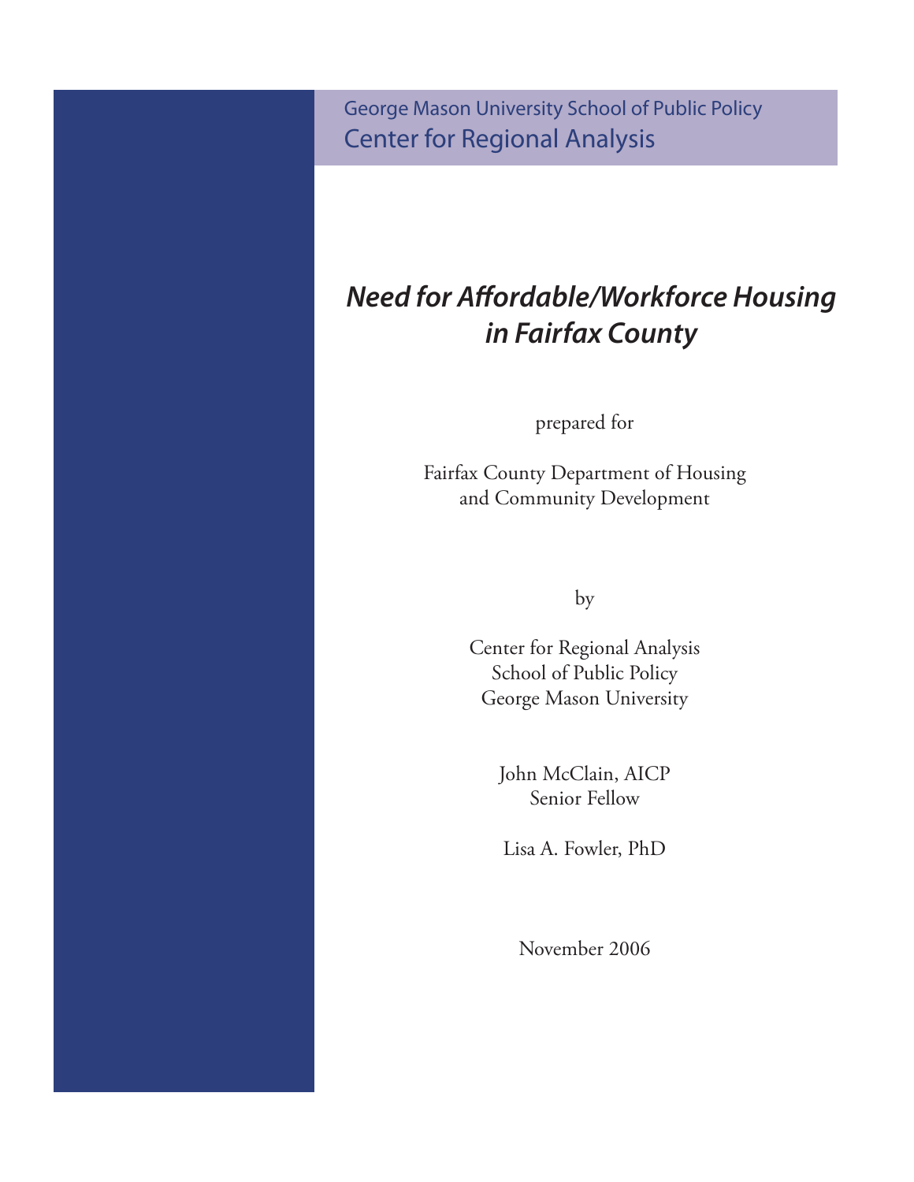George Mason University School of Public Policy
Center for Regional Analysis

# *Need for Affordable/Workforce Housing in Fairfax County*

prepared for

Fairfax County Department of Housing
and Community Development

by

Center for Regional Analysis
School of Public Policy
George Mason University

John McClain, AICP
Senior Fellow

Lisa A. Fowler, PhD

November 2006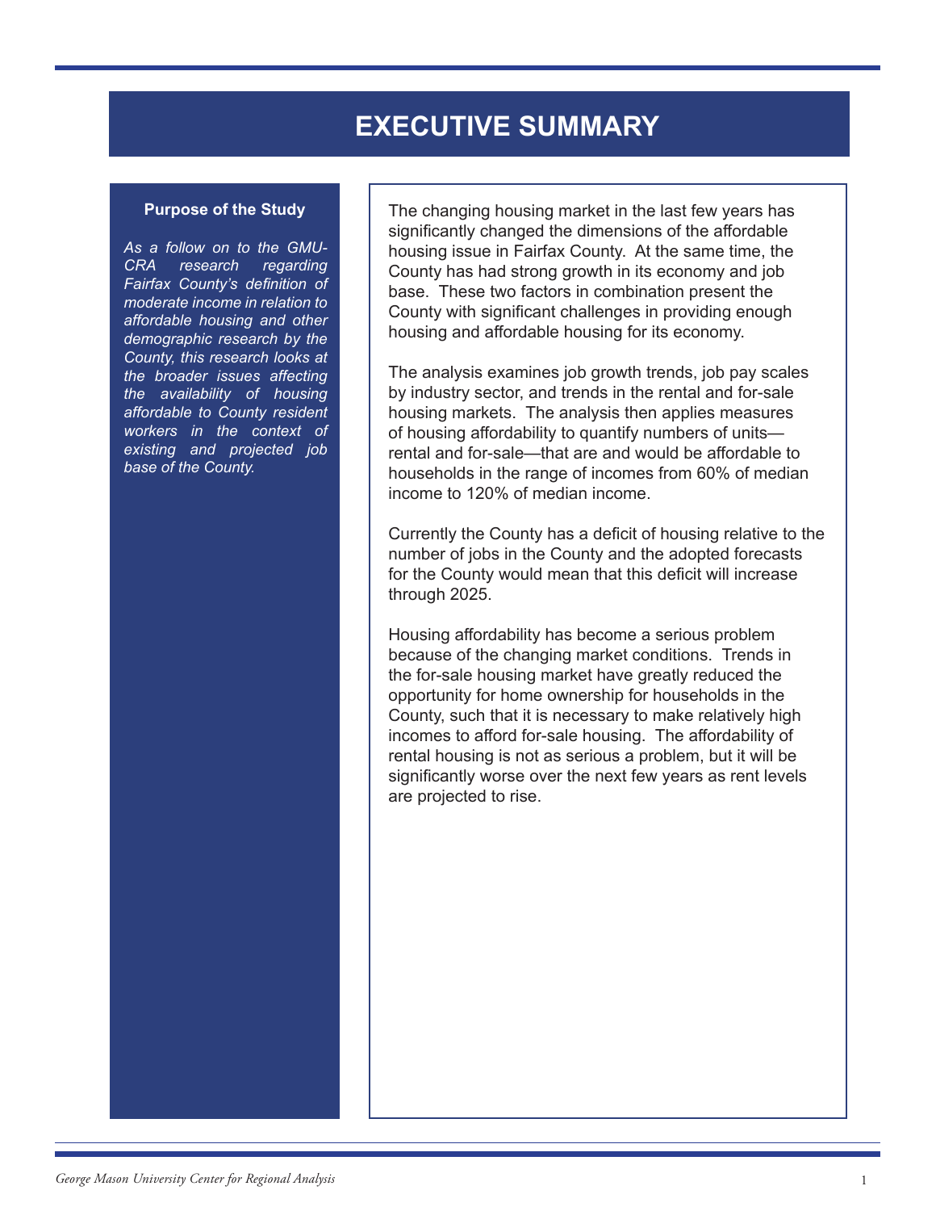# EXECUTIVE SUMMARY

**Purpose of the Study**

*As a follow on to the GMU-CRA research regarding Fairfax County's definition of moderate income in relation to affordable housing and other demographic research by the County, this research looks at the broader issues affecting the availability of housing affordable to County resident workers in the context of existing and projected job base of the County.*

The changing housing market in the last few years has significantly changed the dimensions of the affordable housing issue in Fairfax County. At the same time, the County has had strong growth in its economy and job base. These two factors in combination present the County with significant challenges in providing enough housing and affordable housing for its economy.

The analysis examines job growth trends, job pay scales by industry sector, and trends in the rental and for-sale housing markets. The analysis then applies measures of housing affordability to quantify numbers of units—rental and for-sale—that are and would be affordable to households in the range of incomes from 60% of median income to 120% of median income.

Currently the County has a deficit of housing relative to the number of jobs in the County and the adopted forecasts for the County would mean that this deficit will increase through 2025.

Housing affordability has become a serious problem because of the changing market conditions. Trends in the for-sale housing market have greatly reduced the opportunity for home ownership for households in the County, such that it is necessary to make relatively high incomes to afford for-sale housing. The affordability of rental housing is not as serious a problem, but it will be significantly worse over the next few years as rent levels are projected to rise.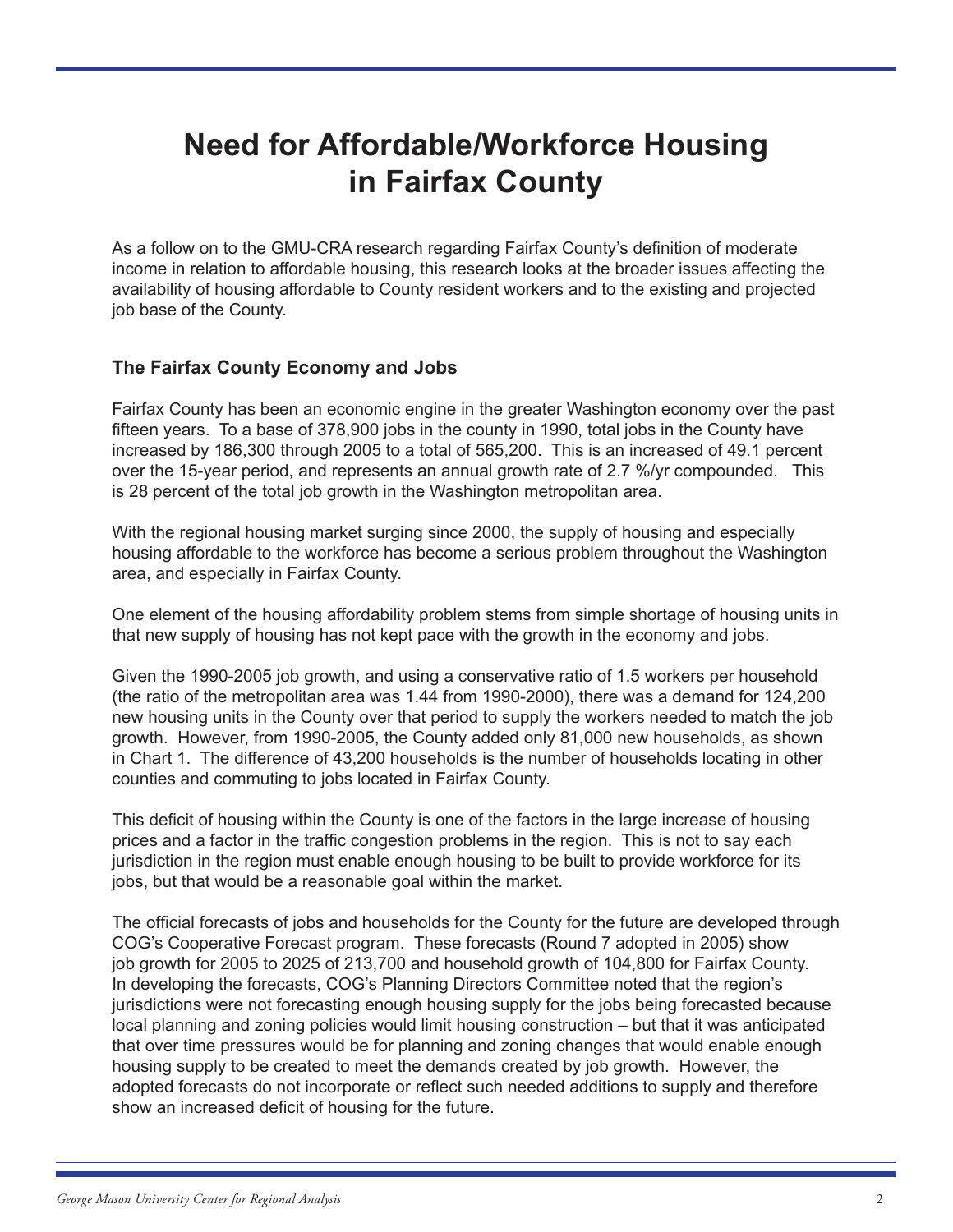# Need for Affordable/Workforce Housing in Fairfax County

As a follow on to the GMU-CRA research regarding Fairfax County's definition of moderate income in relation to affordable housing, this research looks at the broader issues affecting the availability of housing affordable to County resident workers and to the existing and projected job base of the County.

### The Fairfax County Economy and Jobs

Fairfax County has been an economic engine in the greater Washington economy over the past fifteen years. To a base of 378,900 jobs in the county in 1990, total jobs in the County have increased by 186,300 through 2005 to a total of 565,200. This is an increased of 49.1 percent over the 15-year period, and represents an annual growth rate of 2.7 %/yr compounded. This is 28 percent of the total job growth in the Washington metropolitan area.

With the regional housing market surging since 2000, the supply of housing and especially housing affordable to the workforce has become a serious problem throughout the Washington area, and especially in Fairfax County.

One element of the housing affordability problem stems from simple shortage of housing units in that new supply of housing has not kept pace with the growth in the economy and jobs.

Given the 1990-2005 job growth, and using a conservative ratio of 1.5 workers per household (the ratio of the metropolitan area was 1.44 from 1990-2000), there was a demand for 124,200 new housing units in the County over that period to supply the workers needed to match the job growth. However, from 1990-2005, the County added only 81,000 new households, as shown in Chart 1. The difference of 43,200 households is the number of households locating in other counties and commuting to jobs located in Fairfax County.

This deficit of housing within the County is one of the factors in the large increase of housing prices and a factor in the traffic congestion problems in the region. This is not to say each jurisdiction in the region must enable enough housing to be built to provide workforce for its jobs, but that would be a reasonable goal within the market.

The official forecasts of jobs and households for the County for the future are developed through COG's Cooperative Forecast program. These forecasts (Round 7 adopted in 2005) show job growth for 2005 to 2025 of 213,700 and household growth of 104,800 for Fairfax County. In developing the forecasts, COG's Planning Directors Committee noted that the region's jurisdictions were not forecasting enough housing supply for the jobs being forecasted because local planning and zoning policies would limit housing construction – but that it was anticipated that over time pressures would be for planning and zoning changes that would enable enough housing supply to be created to meet the demands created by job growth. However, the adopted forecasts do not incorporate or reflect such needed additions to supply and therefore show an increased deficit of housing for the future.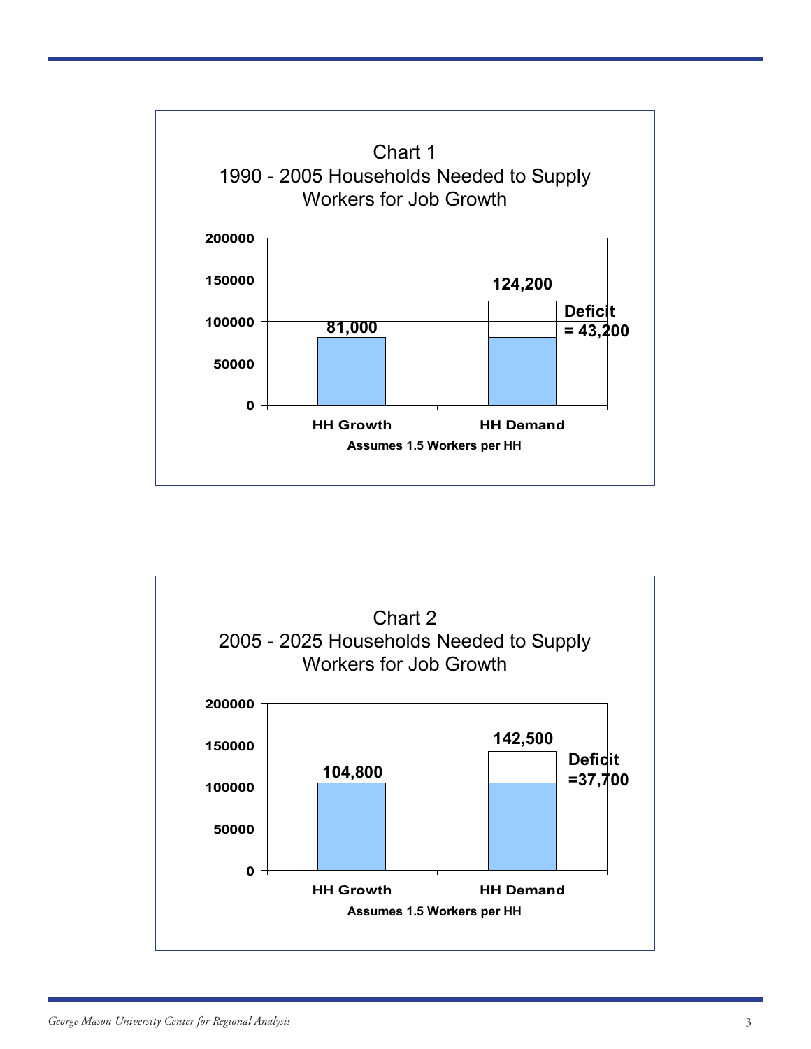Chart 1
1990 - 2005 Households Needed to Supply Workers for Job Growth

| | HH Growth | HH Demand |
|---|---|---|
| Households | 81,000 | 124,200 |

Deficit = 43,200

Assumes 1.5 Workers per HH

Chart 2
2005 - 2025 Households Needed to Supply Workers for Job Growth

| | HH Growth | HH Demand |
|---|---|---|
| Households | 104,800 | 142,500 |

Deficit =37,700

Assumes 1.5 Workers per HH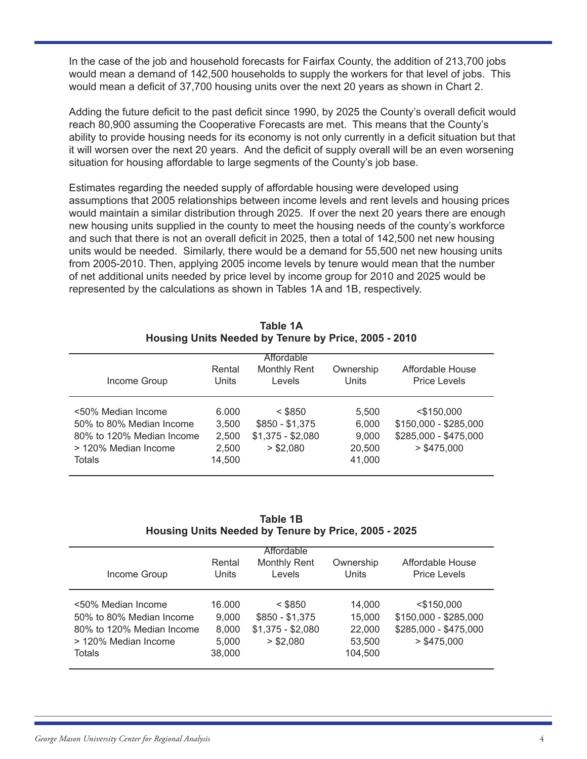In the case of the job and household forecasts for Fairfax County, the addition of 213,700 jobs would mean a demand of 142,500 households to supply the workers for that level of jobs. This would mean a deficit of 37,700 housing units over the next 20 years as shown in Chart 2.

Adding the future deficit to the past deficit since 1990, by 2025 the County's overall deficit would reach 80,900 assuming the Cooperative Forecasts are met. This means that the County's ability to provide housing needs for its economy is not only currently in a deficit situation but that it will worsen over the next 20 years. And the deficit of supply overall will be an even worsening situation for housing affordable to large segments of the County's job base.

Estimates regarding the needed supply of affordable housing were developed using assumptions that 2005 relationships between income levels and rent levels and housing prices would maintain a similar distribution through 2025. If over the next 20 years there are enough new housing units supplied in the county to meet the housing needs of the county's workforce and such that there is not an overall deficit in 2025, then a total of 142,500 net new housing units would be needed. Similarly, there would be a demand for 55,500 net new housing units from 2005-2010. Then, applying 2005 income levels by tenure would mean that the number of net additional units needed by price level by income group for 2010 and 2025 would be represented by the calculations as shown in Tables 1A and 1B, respectively.

**Table 1A**
**Housing Units Needed by Tenure by Price, 2005 - 2010**

| Income Group | Rental Units | Affordable Monthly Rent Levels | Ownership Units | Affordable House Price Levels |
|---|---|---|---|---|
| <50% Median Income | 6.000 | < $850 | 5,500 | <$150,000 |
| 50% to 80% Median Income | 3,500 | $850 - $1,375 | 6,000 | $150,000 - $285,000 |
| 80% to 120% Median Income | 2,500 | $1,375 - $2,080 | 9,000 | $285,000 - $475,000 |
| > 120% Median Income | 2,500 | > $2,080 | 20,500 | > $475,000 |
| Totals | 14,500 | | 41,000 | |

**Table 1B**
**Housing Units Needed by Tenure by Price, 2005 - 2025**

| Income Group | Rental Units | Affordable Monthly Rent Levels | Ownership Units | Affordable House Price Levels |
|---|---|---|---|---|
| <50% Median Income | 16.000 | < $850 | 14,000 | <$150,000 |
| 50% to 80% Median Income | 9,000 | $850 - $1,375 | 15,000 | $150,000 - $285,000 |
| 80% to 120% Median Income | 8,000 | $1,375 - $2,080 | 22,000 | $285,000 - $475,000 |
| > 120% Median Income | 5,000 | > $2,080 | 53,500 | > $475,000 |
| Totals | 38,000 | | 104,500 | |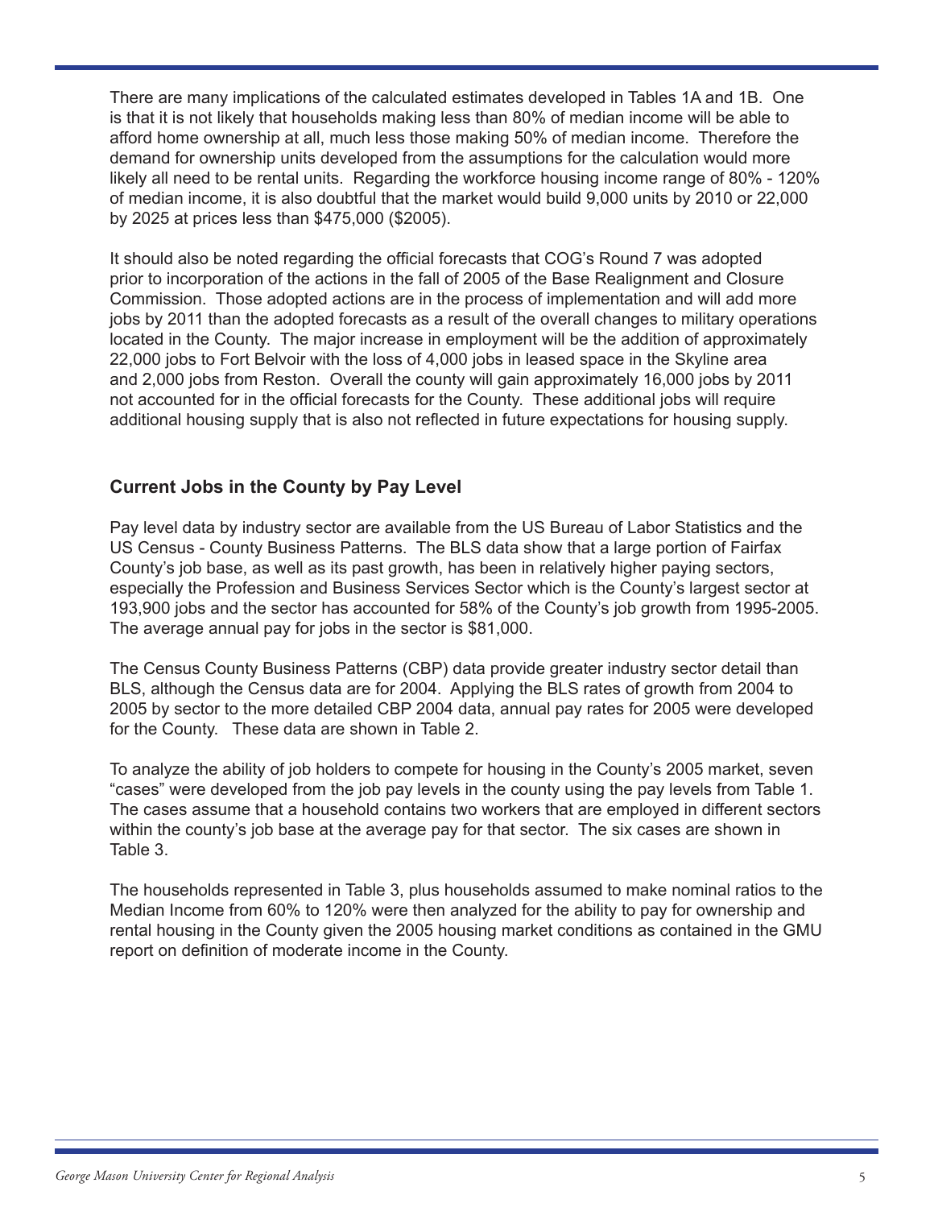There are many implications of the calculated estimates developed in Tables 1A and 1B. One is that it is not likely that households making less than 80% of median income will be able to afford home ownership at all, much less those making 50% of median income. Therefore the demand for ownership units developed from the assumptions for the calculation would more likely all need to be rental units. Regarding the workforce housing income range of 80% - 120% of median income, it is also doubtful that the market would build 9,000 units by 2010 or 22,000 by 2025 at prices less than $475,000 ($2005).

It should also be noted regarding the official forecasts that COG's Round 7 was adopted prior to incorporation of the actions in the fall of 2005 of the Base Realignment and Closure Commission. Those adopted actions are in the process of implementation and will add more jobs by 2011 than the adopted forecasts as a result of the overall changes to military operations located in the County. The major increase in employment will be the addition of approximately 22,000 jobs to Fort Belvoir with the loss of 4,000 jobs in leased space in the Skyline area and 2,000 jobs from Reston. Overall the county will gain approximately 16,000 jobs by 2011 not accounted for in the official forecasts for the County. These additional jobs will require additional housing supply that is also not reflected in future expectations for housing supply.

### Current Jobs in the County by Pay Level

Pay level data by industry sector are available from the US Bureau of Labor Statistics and the US Census - County Business Patterns. The BLS data show that a large portion of Fairfax County's job base, as well as its past growth, has been in relatively higher paying sectors, especially the Profession and Business Services Sector which is the County's largest sector at 193,900 jobs and the sector has accounted for 58% of the County's job growth from 1995-2005. The average annual pay for jobs in the sector is $81,000.

The Census County Business Patterns (CBP) data provide greater industry sector detail than BLS, although the Census data are for 2004. Applying the BLS rates of growth from 2004 to 2005 by sector to the more detailed CBP 2004 data, annual pay rates for 2005 were developed for the County. These data are shown in Table 2.

To analyze the ability of job holders to compete for housing in the County's 2005 market, seven "cases" were developed from the job pay levels in the county using the pay levels from Table 1. The cases assume that a household contains two workers that are employed in different sectors within the county's job base at the average pay for that sector. The six cases are shown in Table 3.

The households represented in Table 3, plus households assumed to make nominal ratios to the Median Income from 60% to 120% were then analyzed for the ability to pay for ownership and rental housing in the County given the 2005 housing market conditions as contained in the GMU report on definition of moderate income in the County.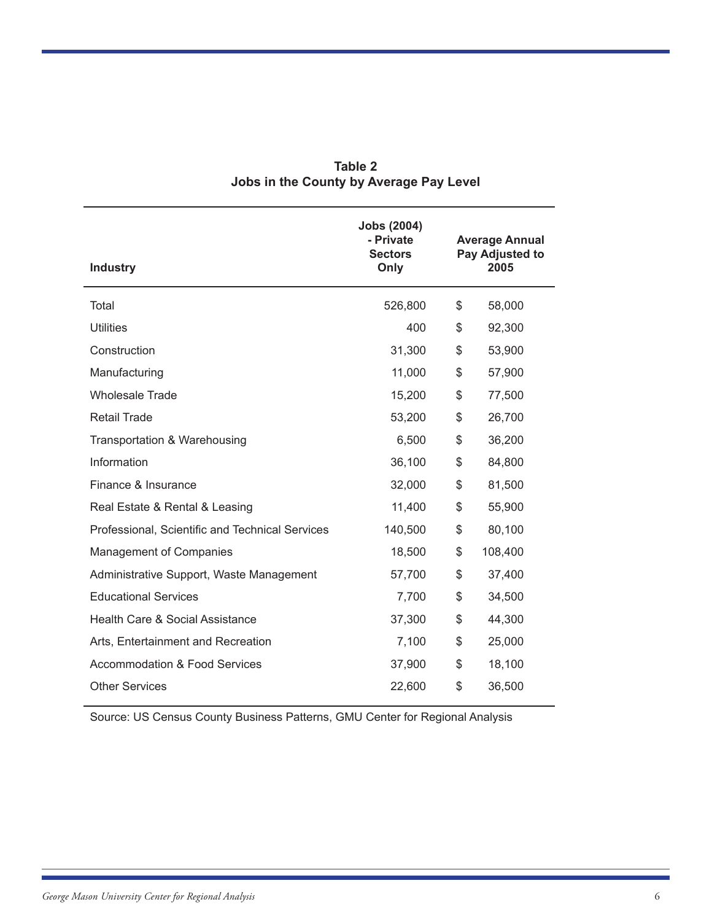**Table 2**
**Jobs in the County by Average Pay Level**

| Industry | Jobs (2004) - Private Sectors Only | Average Annual Pay Adjusted to 2005 |
|---|---|---|
| Total | 526,800 | $ 58,000 |
| Utilities | 400 | $ 92,300 |
| Construction | 31,300 | $ 53,900 |
| Manufacturing | 11,000 | $ 57,900 |
| Wholesale Trade | 15,200 | $ 77,500 |
| Retail Trade | 53,200 | $ 26,700 |
| Transportation & Warehousing | 6,500 | $ 36,200 |
| Information | 36,100 | $ 84,800 |
| Finance & Insurance | 32,000 | $ 81,500 |
| Real Estate & Rental & Leasing | 11,400 | $ 55,900 |
| Professional, Scientific and Technical Services | 140,500 | $ 80,100 |
| Management of Companies | 18,500 | $ 108,400 |
| Administrative Support, Waste Management | 57,700 | $ 37,400 |
| Educational Services | 7,700 | $ 34,500 |
| Health Care & Social Assistance | 37,300 | $ 44,300 |
| Arts, Entertainment and Recreation | 7,100 | $ 25,000 |
| Accommodation & Food Services | 37,900 | $ 18,100 |
| Other Services | 22,600 | $ 36,500 |

Source: US Census County Business Patterns, GMU Center for Regional Analysis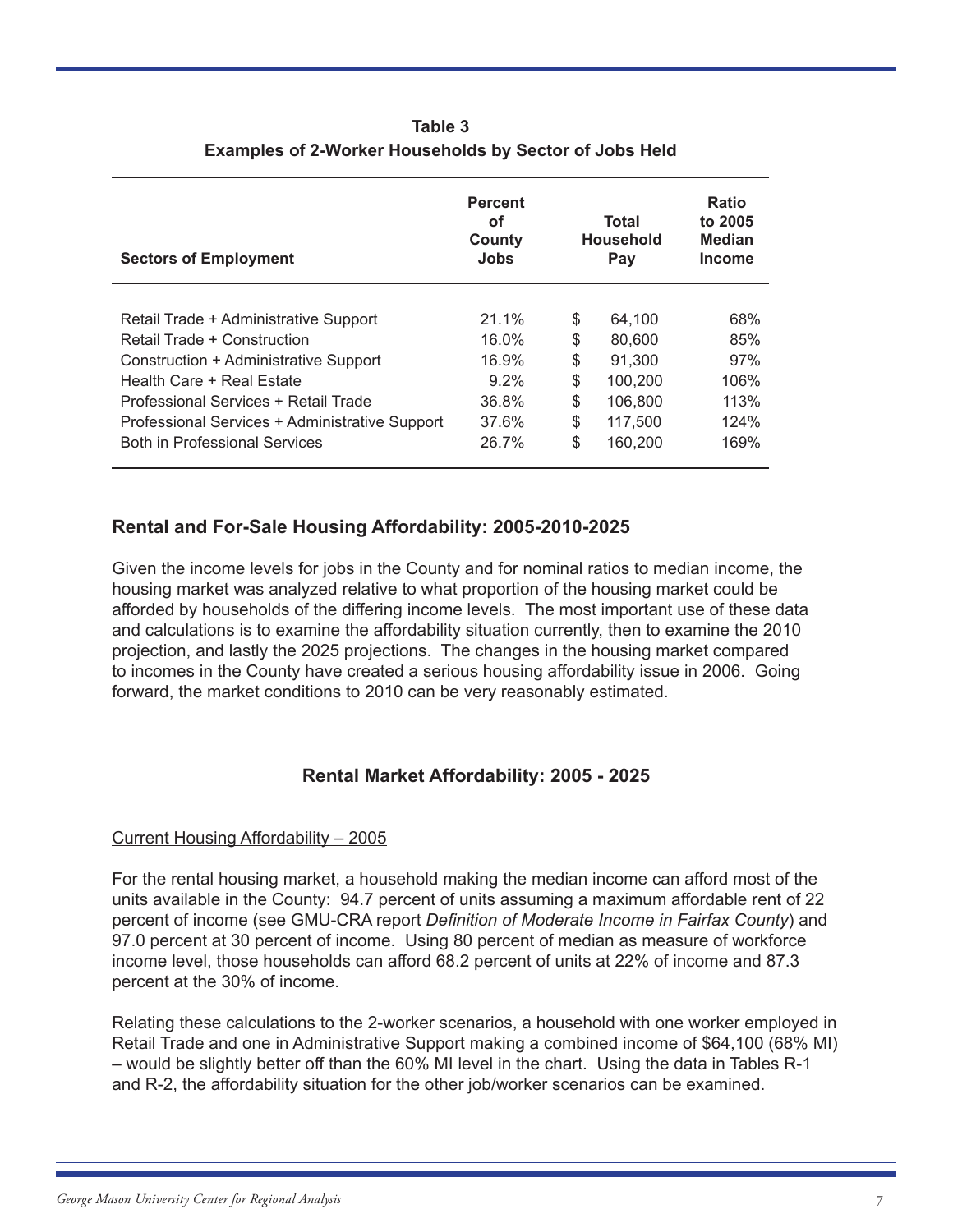**Table 3**
**Examples of 2-Worker Households by Sector of Jobs Held**

| Sectors of Employment | Percent of County Jobs | Total Household Pay | Ratio to 2005 Median Income |
|---|---|---|---|
| Retail Trade + Administrative Support | 21.1% | $ 64,100 | 68% |
| Retail Trade + Construction | 16.0% | $ 80,600 | 85% |
| Construction + Administrative Support | 16.9% | $ 91,300 | 97% |
| Health Care + Real Estate | 9.2% | $ 100,200 | 106% |
| Professional Services + Retail Trade | 36.8% | $ 106,800 | 113% |
| Professional Services + Administrative Support | 37.6% | $ 117,500 | 124% |
| Both in Professional Services | 26.7% | $ 160,200 | 169% |

## Rental and For-Sale Housing Affordability: 2005-2010-2025

Given the income levels for jobs in the County and for nominal ratios to median income, the housing market was analyzed relative to what proportion of the housing market could be afforded by households of the differing income levels. The most important use of these data and calculations is to examine the affordability situation currently, then to examine the 2010 projection, and lastly the 2025 projections. The changes in the housing market compared to incomes in the County have created a serious housing affordability issue in 2006. Going forward, the market conditions to 2010 can be very reasonably estimated.

### Rental Market Affordability: 2005 - 2025

Current Housing Affordability – 2005

For the rental housing market, a household making the median income can afford most of the units available in the County: 94.7 percent of units assuming a maximum affordable rent of 22 percent of income (see GMU-CRA report *Definition of Moderate Income in Fairfax County*) and 97.0 percent at 30 percent of income. Using 80 percent of median as measure of workforce income level, those households can afford 68.2 percent of units at 22% of income and 87.3 percent at the 30% of income.

Relating these calculations to the 2-worker scenarios, a household with one worker employed in Retail Trade and one in Administrative Support making a combined income of $64,100 (68% MI) – would be slightly better off than the 60% MI level in the chart. Using the data in Tables R-1 and R-2, the affordability situation for the other job/worker scenarios can be examined.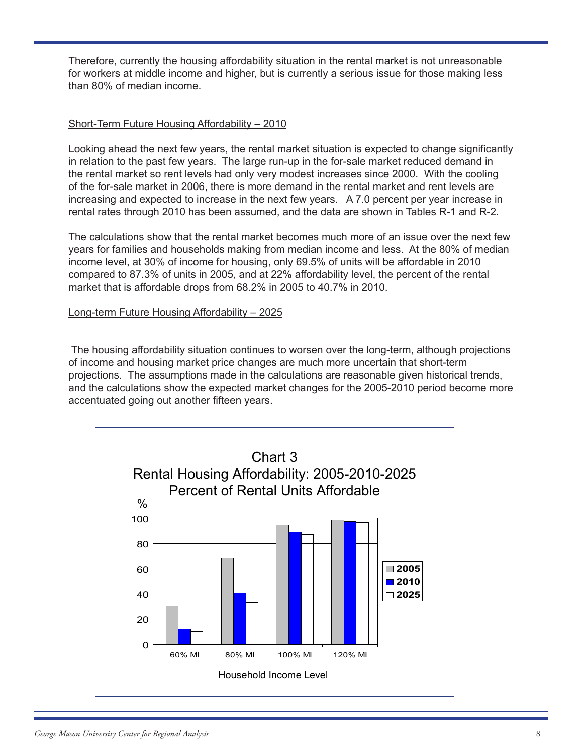Therefore, currently the housing affordability situation in the rental market is not unreasonable for workers at middle income and higher, but is currently a serious issue for those making less than 80% of median income.

Short-Term Future Housing Affordability – 2010

Looking ahead the next few years, the rental market situation is expected to change significantly in relation to the past few years. The large run-up in the for-sale market reduced demand in the rental market so rent levels had only very modest increases since 2000. With the cooling of the for-sale market in 2006, there is more demand in the rental market and rent levels are increasing and expected to increase in the next few years. A 7.0 percent per year increase in rental rates through 2010 has been assumed, and the data are shown in Tables R-1 and R-2.

The calculations show that the rental market becomes much more of an issue over the next few years for families and households making from median income and less. At the 80% of median income level, at 30% of income for housing, only 69.5% of units will be affordable in 2010 compared to 87.3% of units in 2005, and at 22% affordability level, the percent of the rental market that is affordable drops from 68.2% in 2005 to 40.7% in 2010.

Long-term Future Housing Affordability – 2025

The housing affordability situation continues to worsen over the long-term, although projections of income and housing market price changes are much more uncertain that short-term projections. The assumptions made in the calculations are reasonable given historical trends, and the calculations show the expected market changes for the 2005-2010 period become more accentuated going out another fifteen years.

Chart 3
Rental Housing Affordability: 2005-2010-2025
Percent of Rental Units Affordable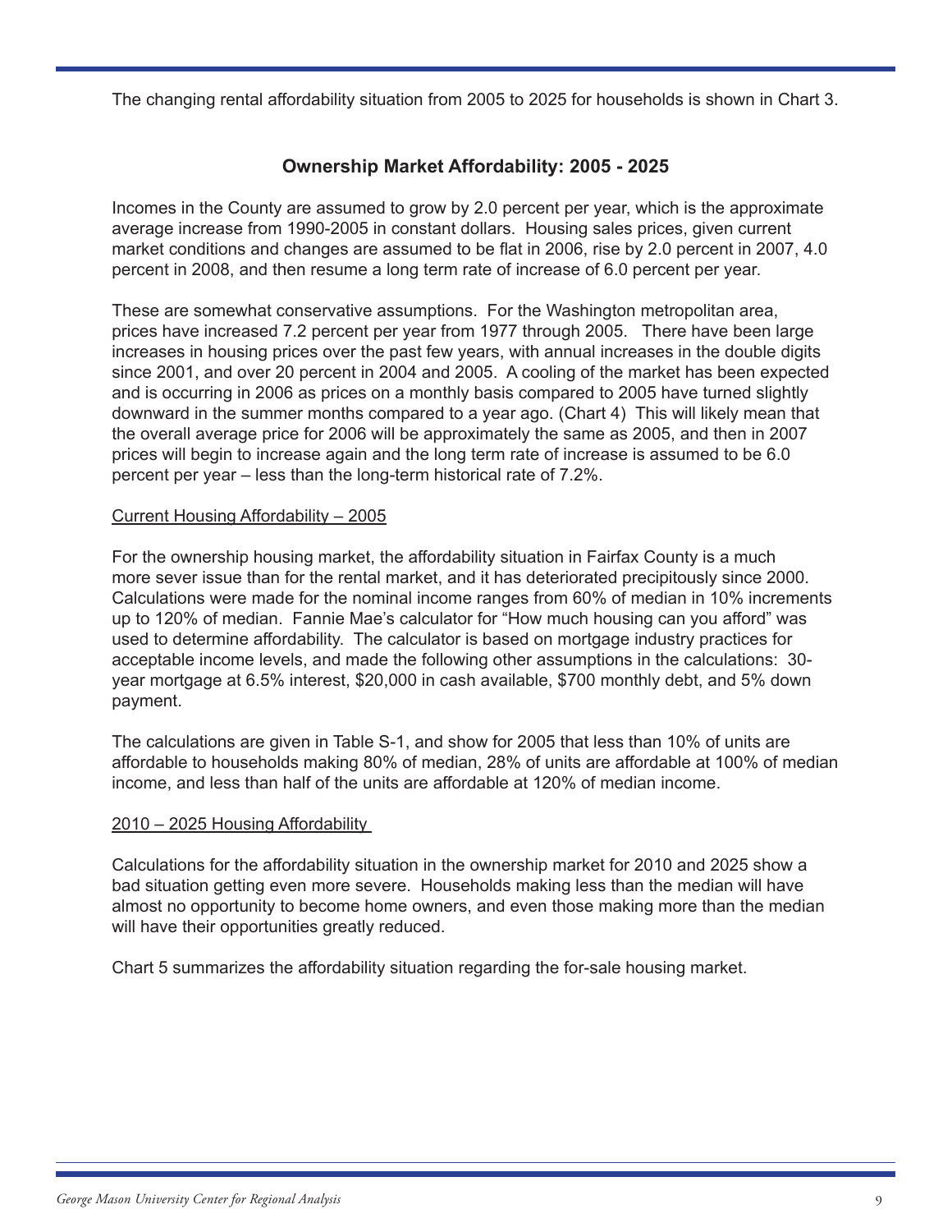The changing rental affordability situation from 2005 to 2025 for households is shown in Chart 3.

## Ownership Market Affordability: 2005 - 2025

Incomes in the County are assumed to grow by 2.0 percent per year, which is the approximate average increase from 1990-2005 in constant dollars. Housing sales prices, given current market conditions and changes are assumed to be flat in 2006, rise by 2.0 percent in 2007, 4.0 percent in 2008, and then resume a long term rate of increase of 6.0 percent per year.

These are somewhat conservative assumptions. For the Washington metropolitan area, prices have increased 7.2 percent per year from 1977 through 2005. There have been large increases in housing prices over the past few years, with annual increases in the double digits since 2001, and over 20 percent in 2004 and 2005. A cooling of the market has been expected and is occurring in 2006 as prices on a monthly basis compared to 2005 have turned slightly downward in the summer months compared to a year ago. (Chart 4) This will likely mean that the overall average price for 2006 will be approximately the same as 2005, and then in 2007 prices will begin to increase again and the long term rate of increase is assumed to be 6.0 percent per year – less than the long-term historical rate of 7.2%.

### Current Housing Affordability – 2005

For the ownership housing market, the affordability situation in Fairfax County is a much more sever issue than for the rental market, and it has deteriorated precipitously since 2000. Calculations were made for the nominal income ranges from 60% of median in 10% increments up to 120% of median. Fannie Mae's calculator for "How much housing can you afford" was used to determine affordability. The calculator is based on mortgage industry practices for acceptable income levels, and made the following other assumptions in the calculations: 30-year mortgage at 6.5% interest, $20,000 in cash available, $700 monthly debt, and 5% down payment.

The calculations are given in Table S-1, and show for 2005 that less than 10% of units are affordable to households making 80% of median, 28% of units are affordable at 100% of median income, and less than half of the units are affordable at 120% of median income.

### 2010 – 2025 Housing Affordability

Calculations for the affordability situation in the ownership market for 2010 and 2025 show a bad situation getting even more severe. Households making less than the median will have almost no opportunity to become home owners, and even those making more than the median will have their opportunities greatly reduced.

Chart 5 summarizes the affordability situation regarding the for-sale housing market.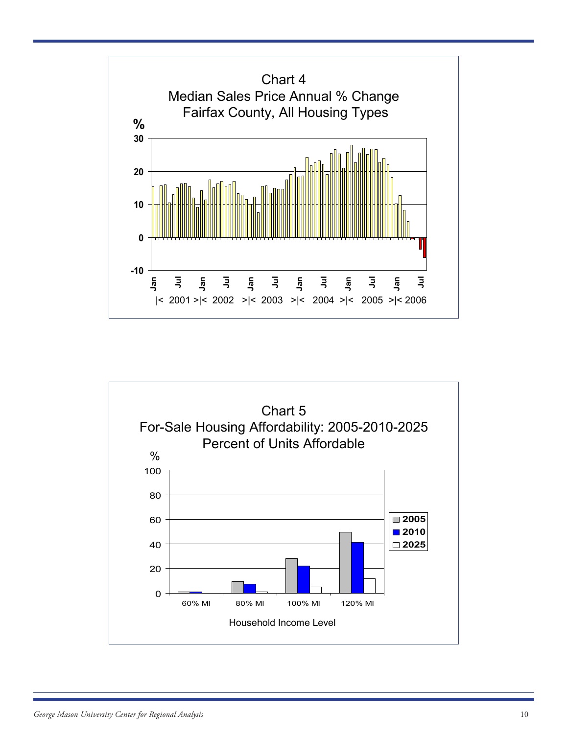Chart 4
Median Sales Price Annual % Change
Fairfax County, All Housing Types

%

30
20
10
0
-10

Jan Jul Jan Jul Jan Jul Jan Jul Jan Jul Jan Jul

|< 2001 >|< 2002 >|< 2003 >|< 2004 >|< 2005 >|< 2006

Chart 5
For-Sale Housing Affordability: 2005-2010-2025
Percent of Units Affordable

%

100
80
60
40
20
0

60% MI 80% MI 100% MI 120% MI

Household Income Level

2005
2010
2025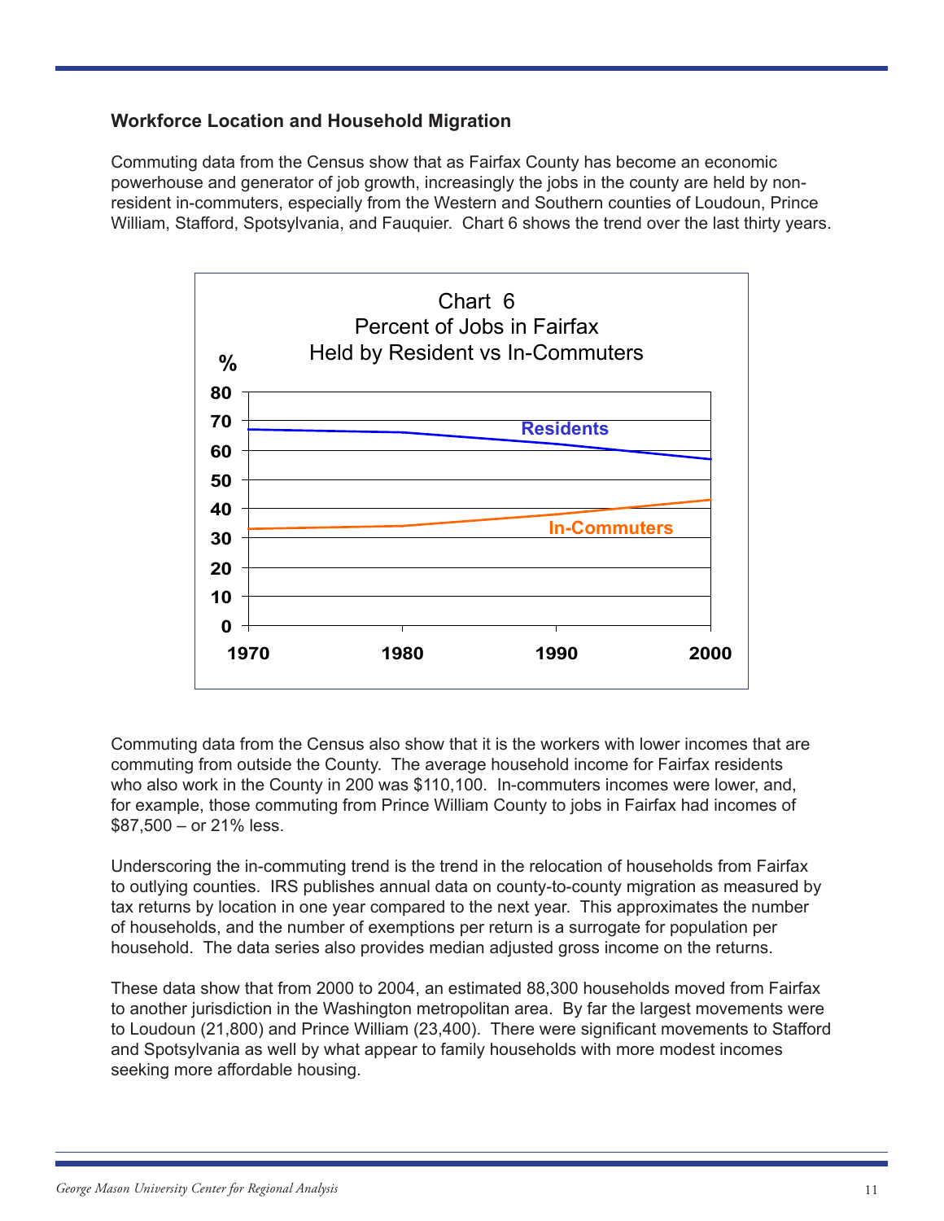### Workforce Location and Household Migration

Commuting data from the Census show that as Fairfax County has become an economic powerhouse and generator of job growth, increasingly the jobs in the county are held by non-resident in-commuters, especially from the Western and Southern counties of Loudoun, Prince William, Stafford, Spotsylvania, and Fauquier. Chart 6 shows the trend over the last thirty years.

Chart 6
Percent of Jobs in Fairfax
Held by Resident vs In-Commuters

Commuting data from the Census also show that it is the workers with lower incomes that are commuting from outside the County. The average household income for Fairfax residents who also work in the County in 200 was $110,100. In-commuters incomes were lower, and, for example, those commuting from Prince William County to jobs in Fairfax had incomes of $87,500 – or 21% less.

Underscoring the in-commuting trend is the trend in the relocation of households from Fairfax to outlying counties. IRS publishes annual data on county-to-county migration as measured by tax returns by location in one year compared to the next year. This approximates the number of households, and the number of exemptions per return is a surrogate for population per household. The data series also provides median adjusted gross income on the returns.

These data show that from 2000 to 2004, an estimated 88,300 households moved from Fairfax to another jurisdiction in the Washington metropolitan area. By far the largest movements were to Loudoun (21,800) and Prince William (23,400). There were significant movements to Stafford and Spotsylvania as well by what appear to family households with more modest incomes seeking more affordable housing.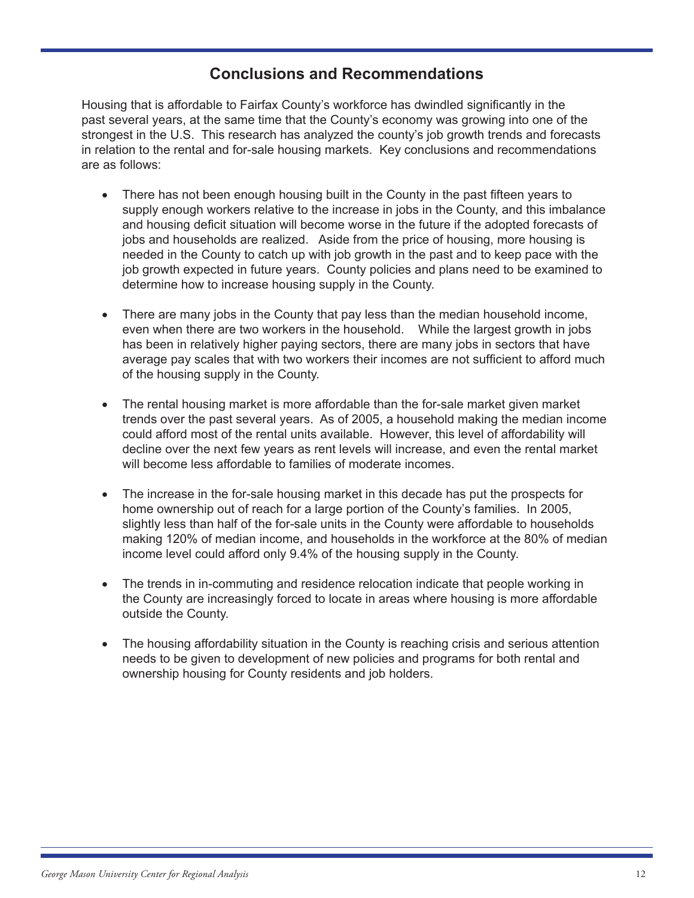## Conclusions and Recommendations

Housing that is affordable to Fairfax County's workforce has dwindled significantly in the past several years, at the same time that the County's economy was growing into one of the strongest in the U.S. This research has analyzed the county's job growth trends and forecasts in relation to the rental and for-sale housing markets. Key conclusions and recommendations are as follows:

- There has not been enough housing built in the County in the past fifteen years to supply enough workers relative to the increase in jobs in the County, and this imbalance and housing deficit situation will become worse in the future if the adopted forecasts of jobs and households are realized. Aside from the price of housing, more housing is needed in the County to catch up with job growth in the past and to keep pace with the job growth expected in future years. County policies and plans need to be examined to determine how to increase housing supply in the County.

- There are many jobs in the County that pay less than the median household income, even when there are two workers in the household. While the largest growth in jobs has been in relatively higher paying sectors, there are many jobs in sectors that have average pay scales that with two workers their incomes are not sufficient to afford much of the housing supply in the County.

- The rental housing market is more affordable than the for-sale market given market trends over the past several years. As of 2005, a household making the median income could afford most of the rental units available. However, this level of affordability will decline over the next few years as rent levels will increase, and even the rental market will become less affordable to families of moderate incomes.

- The increase in the for-sale housing market in this decade has put the prospects for home ownership out of reach for a large portion of the County's families. In 2005, slightly less than half of the for-sale units in the County were affordable to households making 120% of median income, and households in the workforce at the 80% of median income level could afford only 9.4% of the housing supply in the County.

- The trends in in-commuting and residence relocation indicate that people working in the County are increasingly forced to locate in areas where housing is more affordable outside the County.

- The housing affordability situation in the County is reaching crisis and serious attention needs to be given to development of new policies and programs for both rental and ownership housing for County residents and job holders.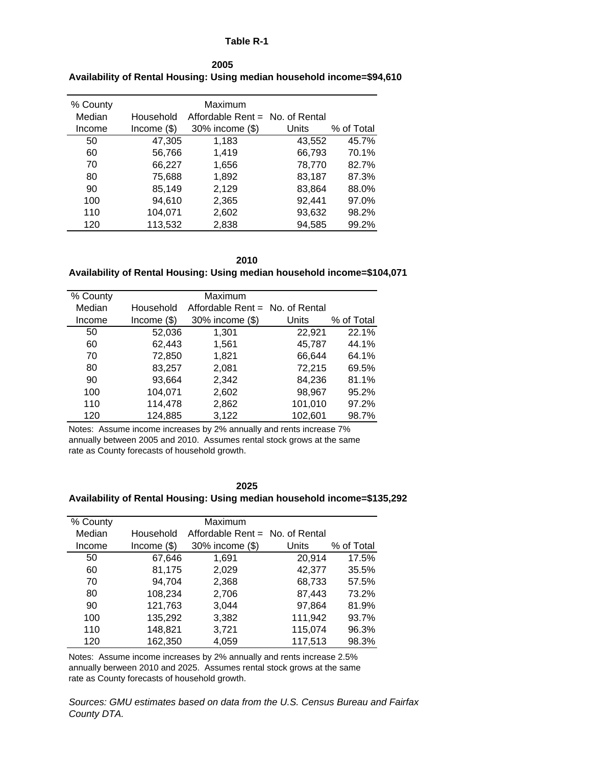**Table R-1**

**2005**
**Availability of Rental Housing: Using median household income=$94,610**

| % County Median Income | Household Income ($) | Maximum Affordable Rent = 30% income ($) | No. of Rental Units | % of Total |
|---|---|---|---|---|
| 50 | 47,305 | 1,183 | 43,552 | 45.7% |
| 60 | 56,766 | 1,419 | 66,793 | 70.1% |
| 70 | 66,227 | 1,656 | 78,770 | 82.7% |
| 80 | 75,688 | 1,892 | 83,187 | 87.3% |
| 90 | 85,149 | 2,129 | 83,864 | 88.0% |
| 100 | 94,610 | 2,365 | 92,441 | 97.0% |
| 110 | 104,071 | 2,602 | 93,632 | 98.2% |
| 120 | 113,532 | 2,838 | 94,585 | 99.2% |

**2010**
**Availability of Rental Housing: Using median household income=$104,071**

| % County Median Income | Household Income ($) | Maximum Affordable Rent = 30% income ($) | No. of Rental Units | % of Total |
|---|---|---|---|---|
| 50 | 52,036 | 1,301 | 22,921 | 22.1% |
| 60 | 62,443 | 1,561 | 45,787 | 44.1% |
| 70 | 72,850 | 1,821 | 66,644 | 64.1% |
| 80 | 83,257 | 2,081 | 72,215 | 69.5% |
| 90 | 93,664 | 2,342 | 84,236 | 81.1% |
| 100 | 104,071 | 2,602 | 98,967 | 95.2% |
| 110 | 114,478 | 2,862 | 101,010 | 97.2% |
| 120 | 124,885 | 3,122 | 102,601 | 98.7% |

Notes: Assume income increases by 2% annually and rents increase 7% annually between 2005 and 2010. Assumes rental stock grows at the same rate as County forecasts of household growth.

**2025**
**Availability of Rental Housing: Using median household income=$135,292**

| % County Median Income | Household Income ($) | Maximum Affordable Rent = 30% income ($) | No. of Rental Units | % of Total |
|---|---|---|---|---|
| 50 | 67,646 | 1,691 | 20,914 | 17.5% |
| 60 | 81,175 | 2,029 | 42,377 | 35.5% |
| 70 | 94,704 | 2,368 | 68,733 | 57.5% |
| 80 | 108,234 | 2,706 | 87,443 | 73.2% |
| 90 | 121,763 | 3,044 | 97,864 | 81.9% |
| 100 | 135,292 | 3,382 | 111,942 | 93.7% |
| 110 | 148,821 | 3,721 | 115,074 | 96.3% |
| 120 | 162,350 | 4,059 | 117,513 | 98.3% |

Notes: Assume income increases by 2% annually and rents increase 2.5% annually berween 2010 and 2025. Assumes rental stock grows at the same rate as County forecasts of household growth.

*Sources: GMU estimates based on data from the U.S. Census Bureau and Fairfax County DTA.*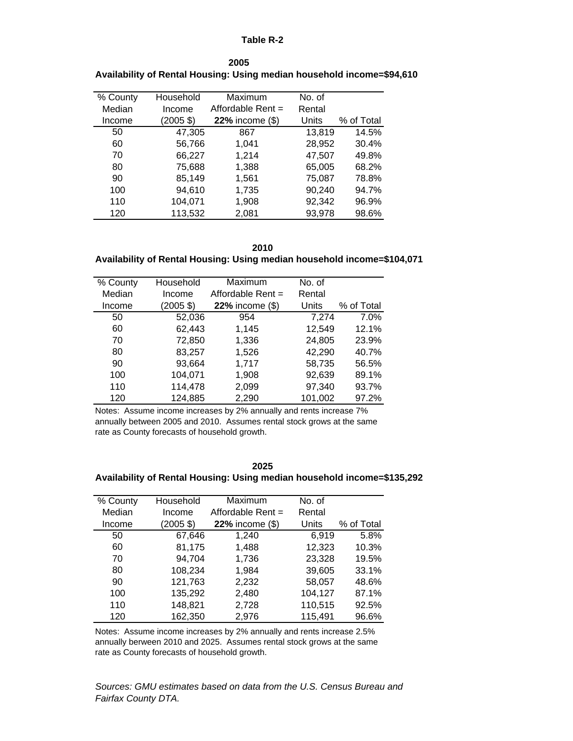**Table R-2**

**2005**
**Availability of Rental Housing: Using median household income=$94,610**

| % County Median Income | Household Income (2005 $) | Maximum Affordable Rent = **22%** income ($) | No. of Rental Units | % of Total |
|---|---|---|---|---|
| 50 | 47,305 | 867 | 13,819 | 14.5% |
| 60 | 56,766 | 1,041 | 28,952 | 30.4% |
| 70 | 66,227 | 1,214 | 47,507 | 49.8% |
| 80 | 75,688 | 1,388 | 65,005 | 68.2% |
| 90 | 85,149 | 1,561 | 75,087 | 78.8% |
| 100 | 94,610 | 1,735 | 90,240 | 94.7% |
| 110 | 104,071 | 1,908 | 92,342 | 96.9% |
| 120 | 113,532 | 2,081 | 93,978 | 98.6% |

**2010**
**Availability of Rental Housing: Using median household income=$104,071**

| % County Median Income | Household Income (2005 $) | Maximum Affordable Rent = **22%** income ($) | No. of Rental Units | % of Total |
|---|---|---|---|---|
| 50 | 52,036 | 954 | 7,274 | 7.0% |
| 60 | 62,443 | 1,145 | 12,549 | 12.1% |
| 70 | 72,850 | 1,336 | 24,805 | 23.9% |
| 80 | 83,257 | 1,526 | 42,290 | 40.7% |
| 90 | 93,664 | 1,717 | 58,735 | 56.5% |
| 100 | 104,071 | 1,908 | 92,639 | 89.1% |
| 110 | 114,478 | 2,099 | 97,340 | 93.7% |
| 120 | 124,885 | 2,290 | 101,002 | 97.2% |

Notes: Assume income increases by 2% annually and rents increase 7% annually between 2005 and 2010. Assumes rental stock grows at the same rate as County forecasts of household growth.

**2025**
**Availability of Rental Housing: Using median household income=$135,292**

| % County Median Income | Household Income (2005 $) | Maximum Affordable Rent = **22%** income ($) | No. of Rental Units | % of Total |
|---|---|---|---|---|
| 50 | 67,646 | 1,240 | 6,919 | 5.8% |
| 60 | 81,175 | 1,488 | 12,323 | 10.3% |
| 70 | 94,704 | 1,736 | 23,328 | 19.5% |
| 80 | 108,234 | 1,984 | 39,605 | 33.1% |
| 90 | 121,763 | 2,232 | 58,057 | 48.6% |
| 100 | 135,292 | 2,480 | 104,127 | 87.1% |
| 110 | 148,821 | 2,728 | 110,515 | 92.5% |
| 120 | 162,350 | 2,976 | 115,491 | 96.6% |

Notes: Assume income increases by 2% annually and rents increase 2.5% annually berween 2010 and 2025. Assumes rental stock grows at the same rate as County forecasts of household growth.

*Sources: GMU estimates based on data from the U.S. Census Bureau and Fairfax County DTA.*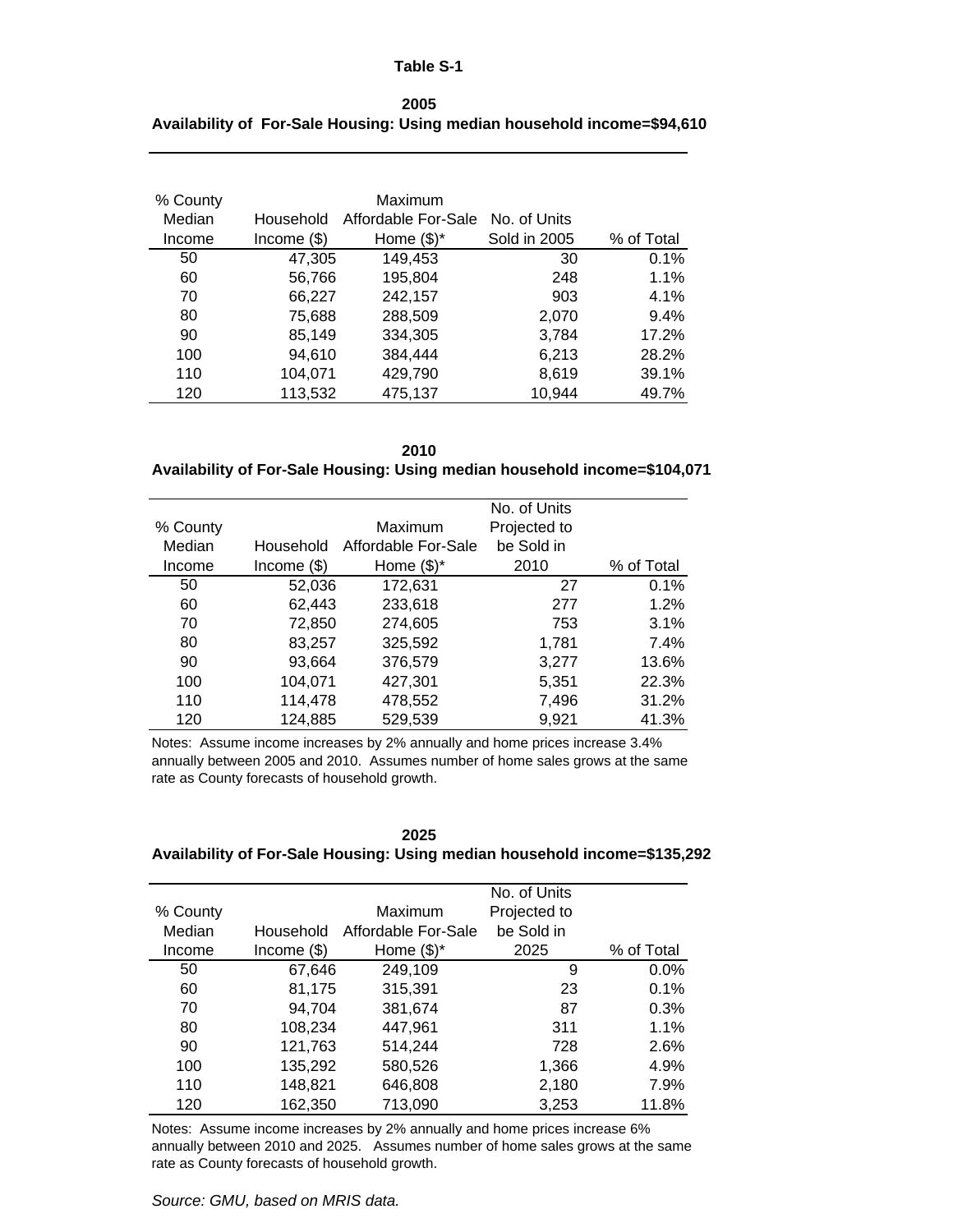**Table S-1**

**2005**
**Availability of For-Sale Housing: Using median household income=$94,610**

| % County Median Income | Household Income ($) | Maximum Affordable For-Sale Home ($)* | No. of Units Sold in 2005 | % of Total |
|---|---|---|---|---|
| 50 | 47,305 | 149,453 | 30 | 0.1% |
| 60 | 56,766 | 195,804 | 248 | 1.1% |
| 70 | 66,227 | 242,157 | 903 | 4.1% |
| 80 | 75,688 | 288,509 | 2,070 | 9.4% |
| 90 | 85,149 | 334,305 | 3,784 | 17.2% |
| 100 | 94,610 | 384,444 | 6,213 | 28.2% |
| 110 | 104,071 | 429,790 | 8,619 | 39.1% |
| 120 | 113,532 | 475,137 | 10,944 | 49.7% |

**2010**
**Availability of For-Sale Housing: Using median household income=$104,071**

| % County Median Income | Household Income ($) | Maximum Affordable For-Sale Home ($)* | No. of Units Projected to be Sold in 2010 | % of Total |
|---|---|---|---|---|
| 50 | 52,036 | 172,631 | 27 | 0.1% |
| 60 | 62,443 | 233,618 | 277 | 1.2% |
| 70 | 72,850 | 274,605 | 753 | 3.1% |
| 80 | 83,257 | 325,592 | 1,781 | 7.4% |
| 90 | 93,664 | 376,579 | 3,277 | 13.6% |
| 100 | 104,071 | 427,301 | 5,351 | 22.3% |
| 110 | 114,478 | 478,552 | 7,496 | 31.2% |
| 120 | 124,885 | 529,539 | 9,921 | 41.3% |

Notes: Assume income increases by 2% annually and home prices increase 3.4% annually between 2005 and 2010. Assumes number of home sales grows at the same rate as County forecasts of household growth.

**2025**
**Availability of For-Sale Housing: Using median household income=$135,292**

| % County Median Income | Household Income ($) | Maximum Affordable For-Sale Home ($)* | No. of Units Projected to be Sold in 2025 | % of Total |
|---|---|---|---|---|
| 50 | 67,646 | 249,109 | 9 | 0.0% |
| 60 | 81,175 | 315,391 | 23 | 0.1% |
| 70 | 94,704 | 381,674 | 87 | 0.3% |
| 80 | 108,234 | 447,961 | 311 | 1.1% |
| 90 | 121,763 | 514,244 | 728 | 2.6% |
| 100 | 135,292 | 580,526 | 1,366 | 4.9% |
| 110 | 148,821 | 646,808 | 2,180 | 7.9% |
| 120 | 162,350 | 713,090 | 3,253 | 11.8% |

Notes: Assume income increases by 2% annually and home prices increase 6% annually between 2010 and 2025. Assumes number of home sales grows at the same rate as County forecasts of household growth.

*Source: GMU, based on MRIS data.*